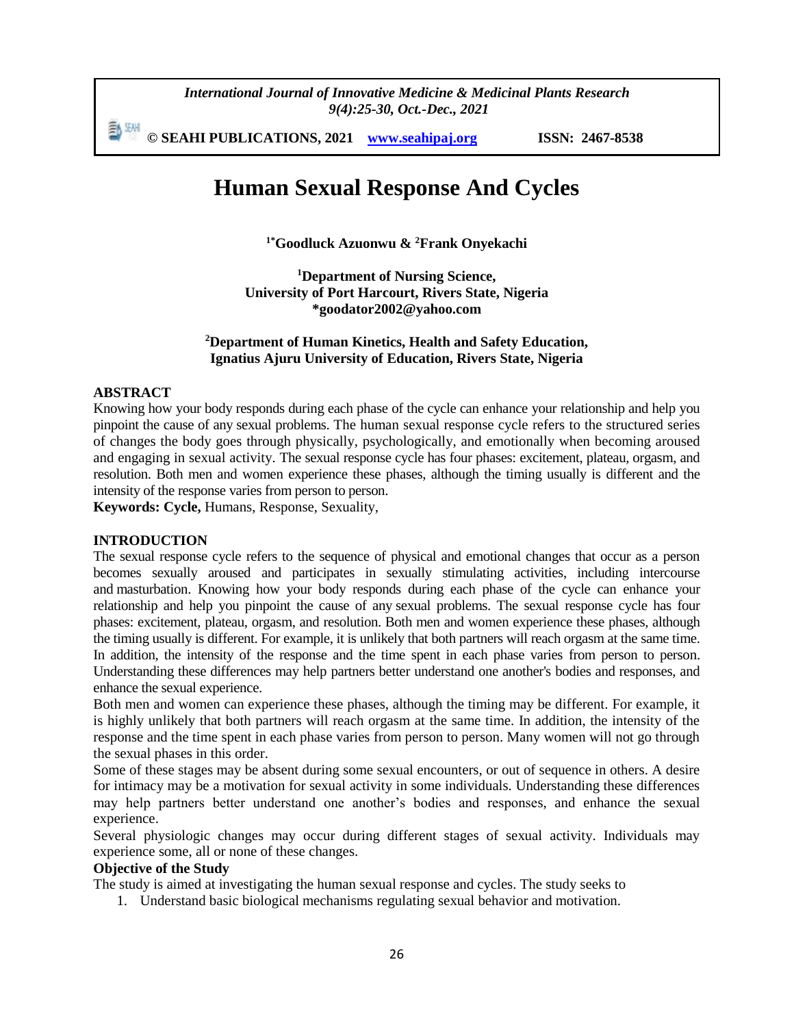# Human Sexual Response And Cycles

**[1*]Goodluck Azuonwu & [2]Frank Onyekachi**

**[1]Department of Nursing Science,**
**University of Port Harcourt, Rivers State, Nigeria**
**\*goodator2002@yahoo.com**

**[2]Department of Human Kinetics, Health and Safety Education,**
**Ignatius Ajuru University of Education, Rivers State, Nigeria**

## ABSTRACT

Knowing how your body responds during each phase of the cycle can enhance your relationship and help you pinpoint the cause of any sexual problems. The human sexual response cycle refers to the structured series of changes the body goes through physically, psychologically, and emotionally when becoming aroused and engaging in sexual activity. The sexual response cycle has four phases: excitement, plateau, orgasm, and resolution. Both men and women experience these phases, although the timing usually is different and the intensity of the response varies from person to person.

**Keywords: Cycle,** Humans, Response, Sexuality,

## INTRODUCTION

The sexual response cycle refers to the sequence of physical and emotional changes that occur as a person becomes sexually aroused and participates in sexually stimulating activities, including intercourse and masturbation. Knowing how your body responds during each phase of the cycle can enhance your relationship and help you pinpoint the cause of any sexual problems. The sexual response cycle has four phases: excitement, plateau, orgasm, and resolution. Both men and women experience these phases, although the timing usually is different. For example, it is unlikely that both partners will reach orgasm at the same time. In addition, the intensity of the response and the time spent in each phase varies from person to person. Understanding these differences may help partners better understand one another's bodies and responses, and enhance the sexual experience.

Both men and women can experience these phases, although the timing may be different. For example, it is highly unlikely that both partners will reach orgasm at the same time. In addition, the intensity of the response and the time spent in each phase varies from person to person. Many women will not go through the sexual phases in this order.

Some of these stages may be absent during some sexual encounters, or out of sequence in others. A desire for intimacy may be a motivation for sexual activity in some individuals. Understanding these differences may help partners better understand one another's bodies and responses, and enhance the sexual experience.

Several physiologic changes may occur during different stages of sexual activity. Individuals may experience some, all or none of these changes.

### Objective of the Study

The study is aimed at investigating the human sexual response and cycles. The study seeks to

1. Understand basic biological mechanisms regulating sexual behavior and motivation.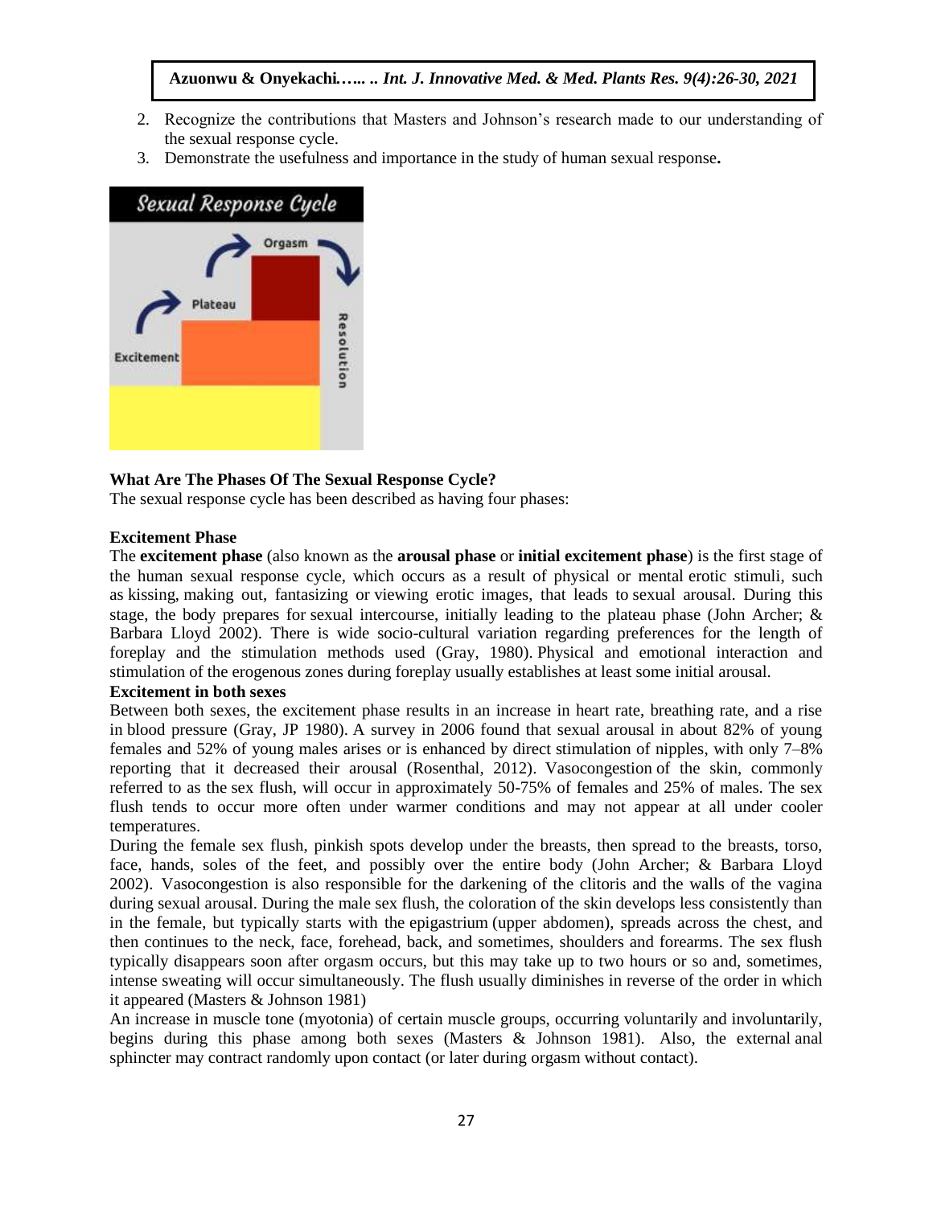2. Recognize the contributions that Masters and Johnson's research made to our understanding of the sexual response cycle.
3. Demonstrate the usefulness and importance in the study of human sexual response**.**

### What Are The Phases Of The Sexual Response Cycle?

The sexual response cycle has been described as having four phases:

### Excitement Phase

The **excitement phase** (also known as the **arousal phase** or **initial excitement phase**) is the first stage of the human sexual response cycle, which occurs as a result of physical or mental erotic stimuli, such as kissing, making out, fantasizing or viewing erotic images, that leads to sexual arousal. During this stage, the body prepares for sexual intercourse, initially leading to the plateau phase (John Archer; & Barbara Lloyd 2002). There is wide socio-cultural variation regarding preferences for the length of foreplay and the stimulation methods used (Gray, 1980). Physical and emotional interaction and stimulation of the erogenous zones during foreplay usually establishes at least some initial arousal.

### Excitement in both sexes

Between both sexes, the excitement phase results in an increase in heart rate, breathing rate, and a rise in blood pressure (Gray, JP 1980). A survey in 2006 found that sexual arousal in about 82% of young females and 52% of young males arises or is enhanced by direct stimulation of nipples, with only 7–8% reporting that it decreased their arousal (Rosenthal, 2012). Vasocongestion of the skin, commonly referred to as the sex flush, will occur in approximately 50-75% of females and 25% of males. The sex flush tends to occur more often under warmer conditions and may not appear at all under cooler temperatures.

During the female sex flush, pinkish spots develop under the breasts, then spread to the breasts, torso, face, hands, soles of the feet, and possibly over the entire body (John Archer; & Barbara Lloyd 2002). Vasocongestion is also responsible for the darkening of the clitoris and the walls of the vagina during sexual arousal. During the male sex flush, the coloration of the skin develops less consistently than in the female, but typically starts with the epigastrium (upper abdomen), spreads across the chest, and then continues to the neck, face, forehead, back, and sometimes, shoulders and forearms. The sex flush typically disappears soon after orgasm occurs, but this may take up to two hours or so and, sometimes, intense sweating will occur simultaneously. The flush usually diminishes in reverse of the order in which it appeared (Masters & Johnson 1981)

An increase in muscle tone (myotonia) of certain muscle groups, occurring voluntarily and involuntarily, begins during this phase among both sexes (Masters & Johnson 1981). Also, the external anal sphincter may contract randomly upon contact (or later during orgasm without contact).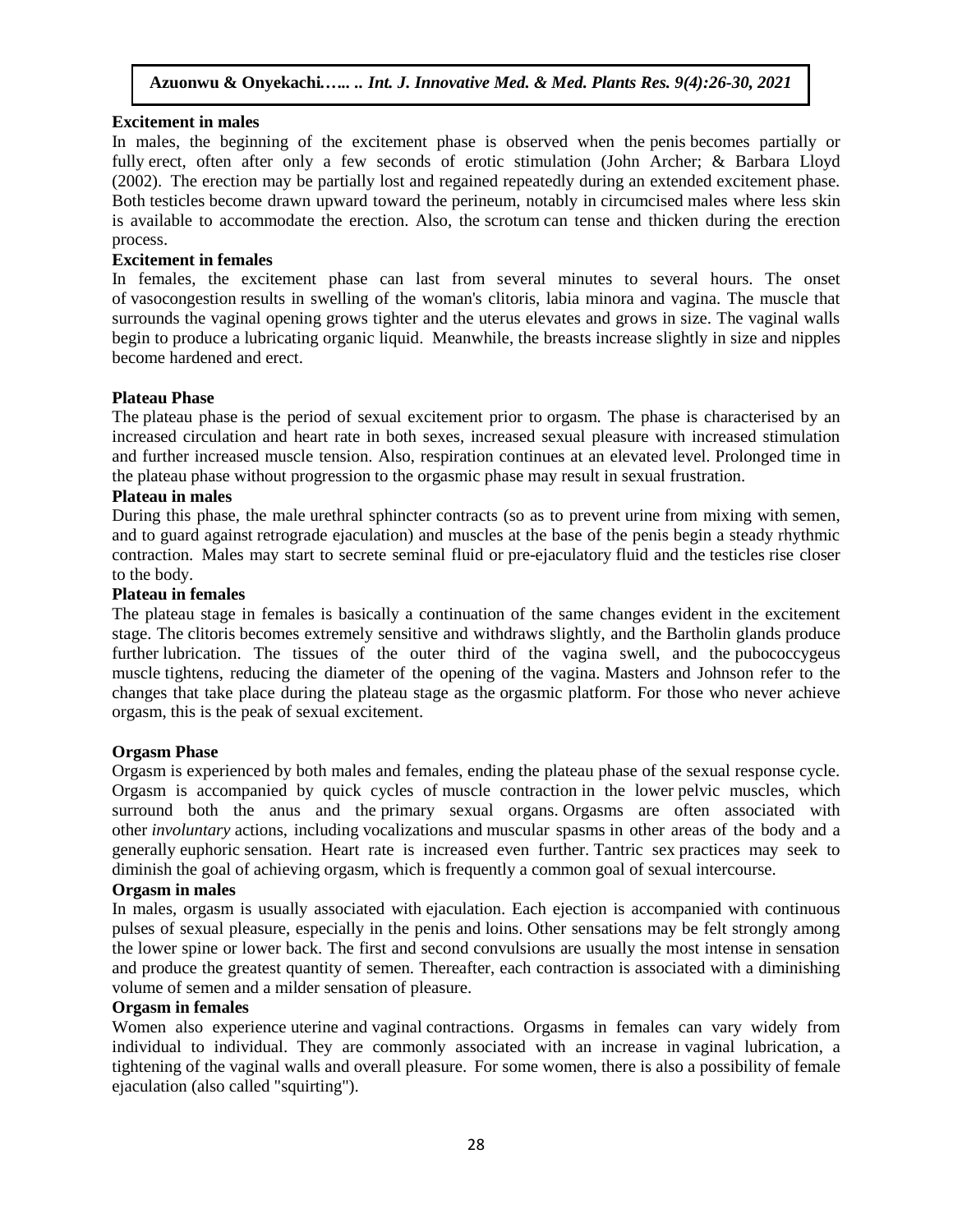**Excitement in males**

In males, the beginning of the excitement phase is observed when the penis becomes partially or fully erect, often after only a few seconds of erotic stimulation (John Archer; & Barbara Lloyd (2002). The erection may be partially lost and regained repeatedly during an extended excitement phase. Both testicles become drawn upward toward the perineum, notably in circumcised males where less skin is available to accommodate the erection. Also, the scrotum can tense and thicken during the erection process.

**Excitement in females**

In females, the excitement phase can last from several minutes to several hours. The onset of vasocongestion results in swelling of the woman's clitoris, labia minora and vagina. The muscle that surrounds the vaginal opening grows tighter and the uterus elevates and grows in size. The vaginal walls begin to produce a lubricating organic liquid. Meanwhile, the breasts increase slightly in size and nipples become hardened and erect.

**Plateau Phase**

The plateau phase is the period of sexual excitement prior to orgasm. The phase is characterised by an increased circulation and heart rate in both sexes, increased sexual pleasure with increased stimulation and further increased muscle tension. Also, respiration continues at an elevated level. Prolonged time in the plateau phase without progression to the orgasmic phase may result in sexual frustration.

**Plateau in males**

During this phase, the male urethral sphincter contracts (so as to prevent urine from mixing with semen, and to guard against retrograde ejaculation) and muscles at the base of the penis begin a steady rhythmic contraction. Males may start to secrete seminal fluid or pre-ejaculatory fluid and the testicles rise closer to the body.

**Plateau in females**

The plateau stage in females is basically a continuation of the same changes evident in the excitement stage. The clitoris becomes extremely sensitive and withdraws slightly, and the Bartholin glands produce further lubrication. The tissues of the outer third of the vagina swell, and the pubococcygeus muscle tightens, reducing the diameter of the opening of the vagina. Masters and Johnson refer to the changes that take place during the plateau stage as the orgasmic platform. For those who never achieve orgasm, this is the peak of sexual excitement.

**Orgasm Phase**

Orgasm is experienced by both males and females, ending the plateau phase of the sexual response cycle. Orgasm is accompanied by quick cycles of muscle contraction in the lower pelvic muscles, which surround both the anus and the primary sexual organs. Orgasms are often associated with other *involuntary* actions, including vocalizations and muscular spasms in other areas of the body and a generally euphoric sensation. Heart rate is increased even further. Tantric sex practices may seek to diminish the goal of achieving orgasm, which is frequently a common goal of sexual intercourse.

**Orgasm in males**

In males, orgasm is usually associated with ejaculation. Each ejection is accompanied with continuous pulses of sexual pleasure, especially in the penis and loins. Other sensations may be felt strongly among the lower spine or lower back. The first and second convulsions are usually the most intense in sensation and produce the greatest quantity of semen. Thereafter, each contraction is associated with a diminishing volume of semen and a milder sensation of pleasure.

**Orgasm in females**

Women also experience uterine and vaginal contractions. Orgasms in females can vary widely from individual to individual. They are commonly associated with an increase in vaginal lubrication, a tightening of the vaginal walls and overall pleasure. For some women, there is also a possibility of female ejaculation (also called "squirting").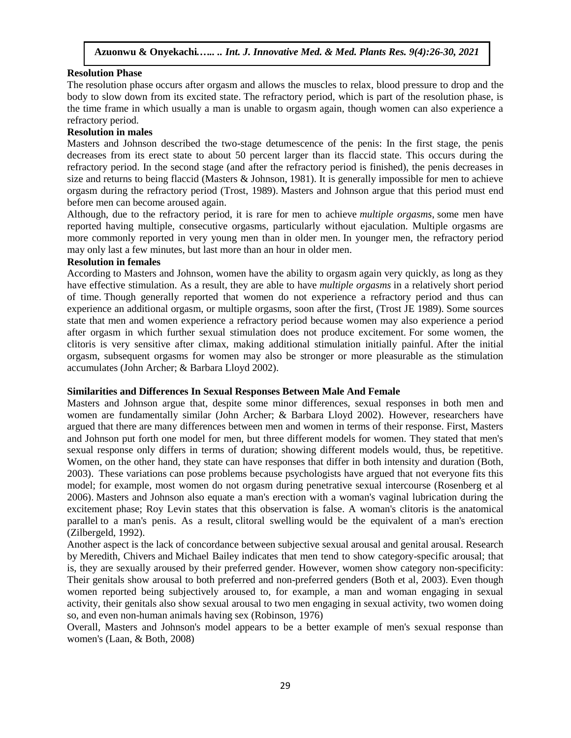**Resolution Phase**

The resolution phase occurs after orgasm and allows the muscles to relax, blood pressure to drop and the body to slow down from its excited state. The refractory period, which is part of the resolution phase, is the time frame in which usually a man is unable to orgasm again, though women can also experience a refractory period.

**Resolution in males**

Masters and Johnson described the two-stage detumescence of the penis: In the first stage, the penis decreases from its erect state to about 50 percent larger than its flaccid state. This occurs during the refractory period. In the second stage (and after the refractory period is finished), the penis decreases in size and returns to being flaccid (Masters & Johnson, 1981). It is generally impossible for men to achieve orgasm during the refractory period (Trost, 1989). Masters and Johnson argue that this period must end before men can become aroused again.

Although, due to the refractory period, it is rare for men to achieve *multiple orgasms*, some men have reported having multiple, consecutive orgasms, particularly without ejaculation. Multiple orgasms are more commonly reported in very young men than in older men. In younger men, the refractory period may only last a few minutes, but last more than an hour in older men.

**Resolution in females**

According to Masters and Johnson, women have the ability to orgasm again very quickly, as long as they have effective stimulation. As a result, they are able to have *multiple orgasms* in a relatively short period of time. Though generally reported that women do not experience a refractory period and thus can experience an additional orgasm, or multiple orgasms, soon after the first, (Trost JE 1989). Some sources state that men and women experience a refractory period because women may also experience a period after orgasm in which further sexual stimulation does not produce excitement. For some women, the clitoris is very sensitive after climax, making additional stimulation initially painful. After the initial orgasm, subsequent orgasms for women may also be stronger or more pleasurable as the stimulation accumulates (John Archer; & Barbara Lloyd 2002).

**Similarities and Differences In Sexual Responses Between Male And Female**

Masters and Johnson argue that, despite some minor differences, sexual responses in both men and women are fundamentally similar (John Archer; & Barbara Lloyd 2002). However, researchers have argued that there are many differences between men and women in terms of their response. First, Masters and Johnson put forth one model for men, but three different models for women. They stated that men's sexual response only differs in terms of duration; showing different models would, thus, be repetitive. Women, on the other hand, they state can have responses that differ in both intensity and duration (Both, 2003). These variations can pose problems because psychologists have argued that not everyone fits this model; for example, most women do not orgasm during penetrative sexual intercourse (Rosenberg et al 2006). Masters and Johnson also equate a man's erection with a woman's vaginal lubrication during the excitement phase; Roy Levin states that this observation is false. A woman's clitoris is the anatomical parallel to a man's penis. As a result, clitoral swelling would be the equivalent of a man's erection (Zilbergeld, 1992).

Another aspect is the lack of concordance between subjective sexual arousal and genital arousal. Research by Meredith, Chivers and Michael Bailey indicates that men tend to show category-specific arousal; that is, they are sexually aroused by their preferred gender. However, women show category non-specificity: Their genitals show arousal to both preferred and non-preferred genders (Both et al, 2003). Even though women reported being subjectively aroused to, for example, a man and woman engaging in sexual activity, their genitals also show sexual arousal to two men engaging in sexual activity, two women doing so, and even non-human animals having sex (Robinson, 1976)

Overall, Masters and Johnson's model appears to be a better example of men's sexual response than women's (Laan, & Both, 2008)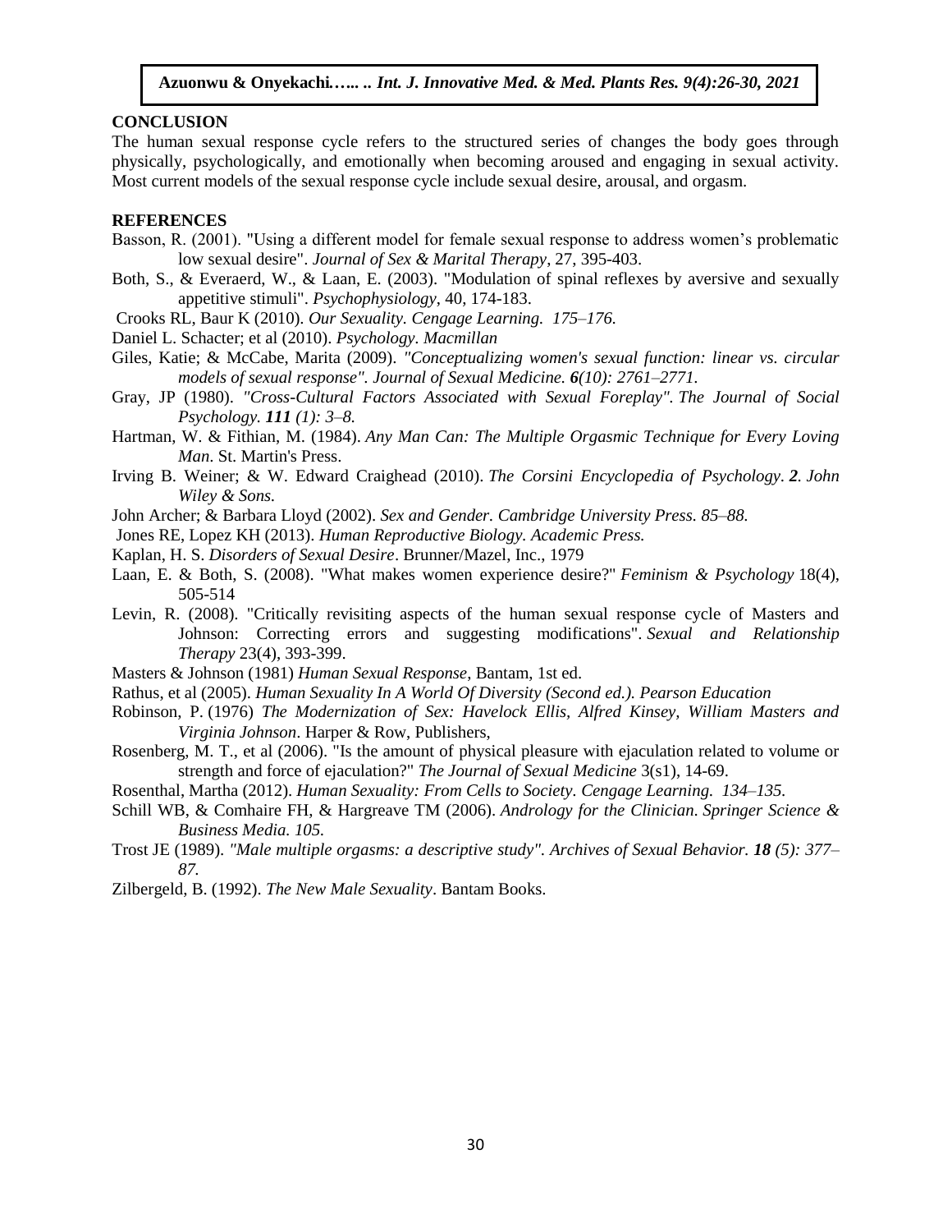## CONCLUSION

The human sexual response cycle refers to the structured series of changes the body goes through physically, psychologically, and emotionally when becoming aroused and engaging in sexual activity. Most current models of the sexual response cycle include sexual desire, arousal, and orgasm.

## REFERENCES

Basson, R. (2001). "Using a different model for female sexual response to address women's problematic low sexual desire". *Journal of Sex & Marital Therapy*, 27, 395-403.

Both, S., & Everaerd, W., & Laan, E. (2003). "Modulation of spinal reflexes by aversive and sexually appetitive stimuli". *Psychophysiology*, 40, 174-183.

Crooks RL, Baur K (2010). *Our Sexuality. Cengage Learning. 175–176.*

Daniel L. Schacter; et al (2010). *Psychology. Macmillan*

Giles, Katie; & McCabe, Marita (2009). *"Conceptualizing women's sexual function: linear vs. circular models of sexual response". Journal of Sexual Medicine. **6**(10): 2761–2771.*

Gray, JP (1980). *"Cross-Cultural Factors Associated with Sexual Foreplay". The Journal of Social Psychology. **111** (1): 3–8.*

Hartman, W. & Fithian, M. (1984). *Any Man Can: The Multiple Orgasmic Technique for Every Loving Man*. St. Martin's Press.

Irving B. Weiner; & W. Edward Craighead (2010). *The Corsini Encyclopedia of Psychology*. ***2**. John Wiley & Sons.*

John Archer; & Barbara Lloyd (2002). *Sex and Gender. Cambridge University Press. 85–88.*

Jones RE, Lopez KH (2013). *Human Reproductive Biology. Academic Press.*

Kaplan, H. S. *Disorders of Sexual Desire*. Brunner/Mazel, Inc., 1979

Laan, E. & Both, S. (2008). "What makes women experience desire?" *Feminism & Psychology* 18(4), 505-514

Levin, R. (2008). "Critically revisiting aspects of the human sexual response cycle of Masters and Johnson: Correcting errors and suggesting modifications". *Sexual and Relationship Therapy* 23(4), 393-399.

Masters & Johnson (1981) *Human Sexual Response*, Bantam, 1st ed.

Rathus, et al (2005). *Human Sexuality In A World Of Diversity (Second ed.). Pearson Education*

Robinson, P. (1976) *The Modernization of Sex: Havelock Ellis, Alfred Kinsey, William Masters and Virginia Johnson*. Harper & Row, Publishers,

Rosenberg, M. T., et al (2006). "Is the amount of physical pleasure with ejaculation related to volume or strength and force of ejaculation?" *The Journal of Sexual Medicine* 3(s1), 14-69.

Rosenthal, Martha (2012). *Human Sexuality: From Cells to Society. Cengage Learning. 134–135.*

Schill WB, & Comhaire FH, & Hargreave TM (2006). *Andrology for the Clinician. Springer Science & Business Media. 105.*

Trost JE (1989). *"Male multiple orgasms: a descriptive study". Archives of Sexual Behavior. **18** (5): 377–87.*

Zilbergeld, B. (1992). *The New Male Sexuality*. Bantam Books.